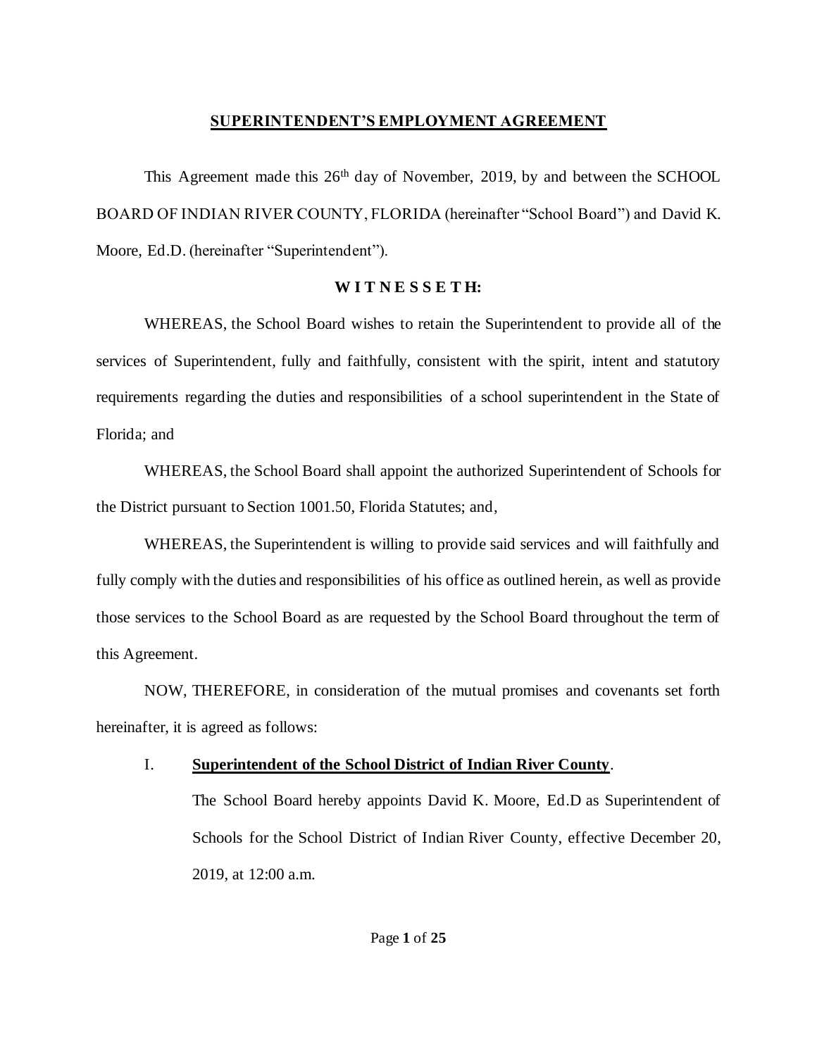# SUPERINTENDENT'S EMPLOYMENT AGREEMENT

This Agreement made this 26th day of November, 2019, by and between the SCHOOL BOARD OF INDIAN RIVER COUNTY, FLORIDA (hereinafter "School Board") and David K. Moore, Ed.D. (hereinafter "Superintendent").

**W I T N E S S E T H:**

WHEREAS, the School Board wishes to retain the Superintendent to provide all of the services of Superintendent, fully and faithfully, consistent with the spirit, intent and statutory requirements regarding the duties and responsibilities of a school superintendent in the State of Florida; and

WHEREAS, the School Board shall appoint the authorized Superintendent of Schools for the District pursuant to Section 1001.50, Florida Statutes; and,

WHEREAS, the Superintendent is willing to provide said services and will faithfully and fully comply with the duties and responsibilities of his office as outlined herein, as well as provide those services to the School Board as are requested by the School Board throughout the term of this Agreement.

NOW, THEREFORE, in consideration of the mutual promises and covenants set forth hereinafter, it is agreed as follows:

I. **Superintendent of the School District of Indian River County**.

The School Board hereby appoints David K. Moore, Ed.D as Superintendent of Schools for the School District of Indian River County, effective December 20, 2019, at 12:00 a.m.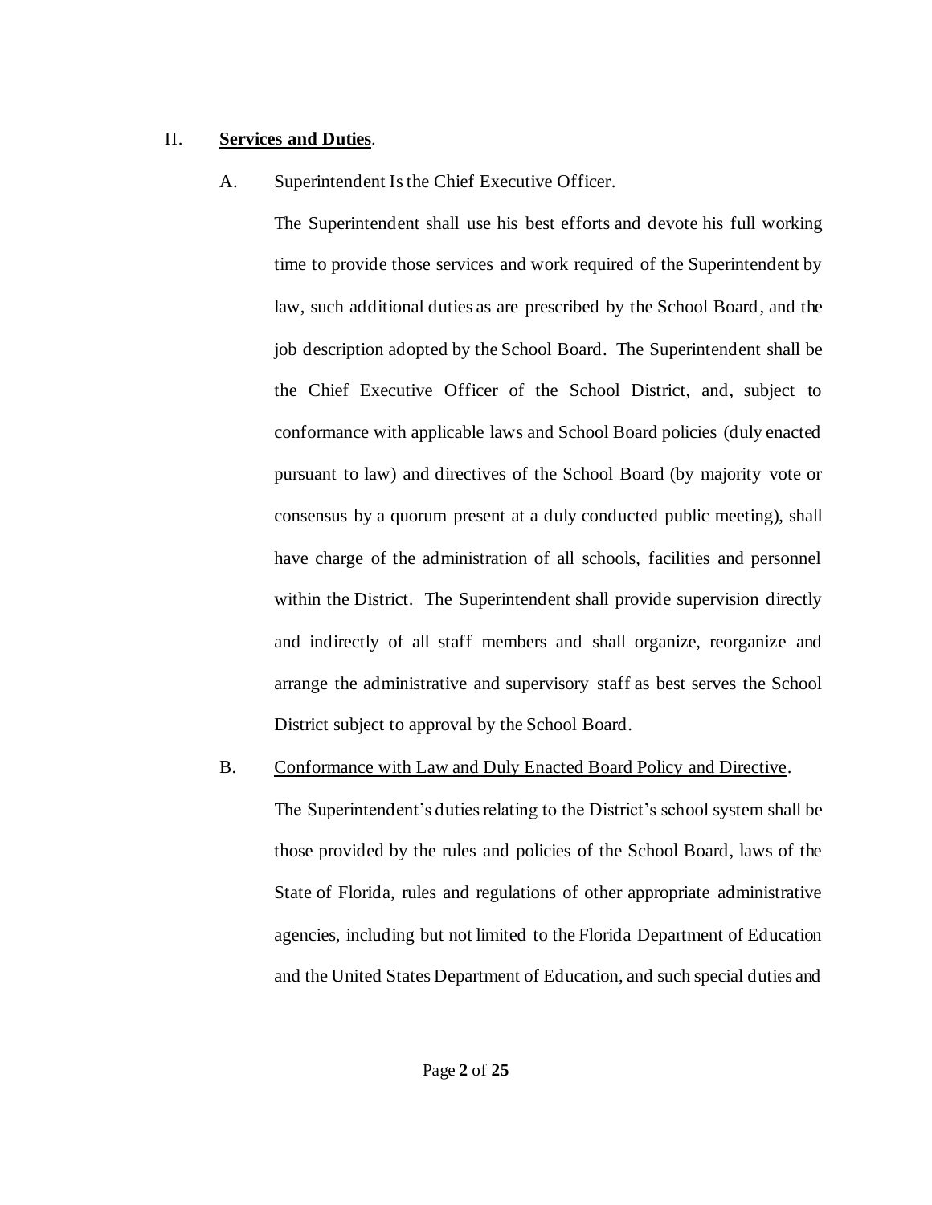## II. **Services and Duties**.

### A. Superintendent Is the Chief Executive Officer.

The Superintendent shall use his best efforts and devote his full working time to provide those services and work required of the Superintendent by law, such additional duties as are prescribed by the School Board, and the job description adopted by the School Board. The Superintendent shall be the Chief Executive Officer of the School District, and, subject to conformance with applicable laws and School Board policies (duly enacted pursuant to law) and directives of the School Board (by majority vote or consensus by a quorum present at a duly conducted public meeting), shall have charge of the administration of all schools, facilities and personnel within the District. The Superintendent shall provide supervision directly and indirectly of all staff members and shall organize, reorganize and arrange the administrative and supervisory staff as best serves the School District subject to approval by the School Board.

### B. Conformance with Law and Duly Enacted Board Policy and Directive.

The Superintendent's duties relating to the District's school system shall be those provided by the rules and policies of the School Board, laws of the State of Florida, rules and regulations of other appropriate administrative agencies, including but not limited to the Florida Department of Education and the United States Department of Education, and such special duties and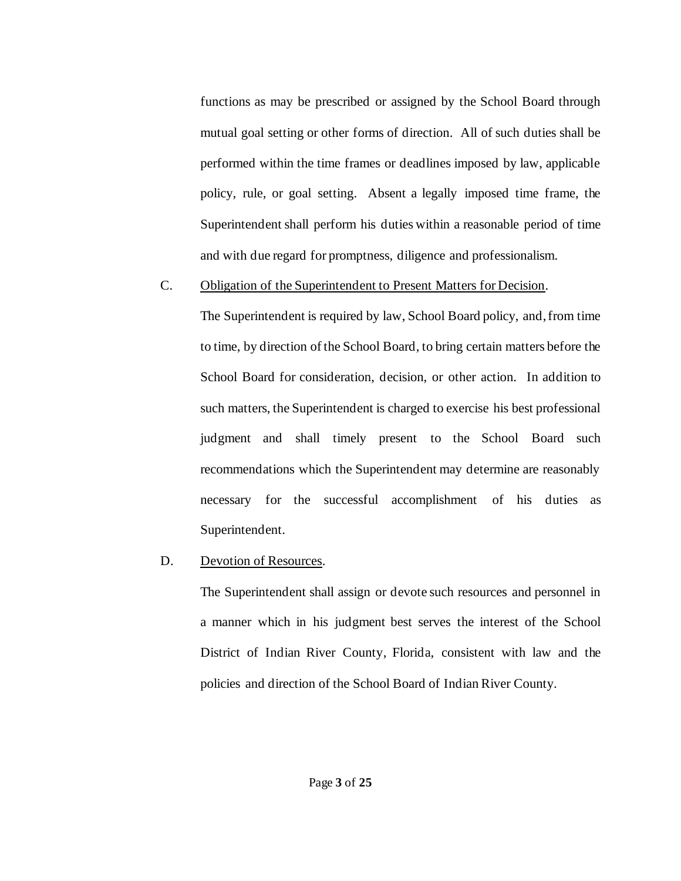functions as may be prescribed or assigned by the School Board through mutual goal setting or other forms of direction. All of such duties shall be performed within the time frames or deadlines imposed by law, applicable policy, rule, or goal setting. Absent a legally imposed time frame, the Superintendent shall perform his duties within a reasonable period of time and with due regard for promptness, diligence and professionalism.

C. <u>Obligation of the Superintendent to Present Matters for Decision</u>.

The Superintendent is required by law, School Board policy, and, from time to time, by direction of the School Board, to bring certain matters before the School Board for consideration, decision, or other action. In addition to such matters, the Superintendent is charged to exercise his best professional judgment and shall timely present to the School Board such recommendations which the Superintendent may determine are reasonably necessary for the successful accomplishment of his duties as Superintendent.

D. <u>Devotion of Resources</u>.

The Superintendent shall assign or devote such resources and personnel in a manner which in his judgment best serves the interest of the School District of Indian River County, Florida, consistent with law and the policies and direction of the School Board of Indian River County.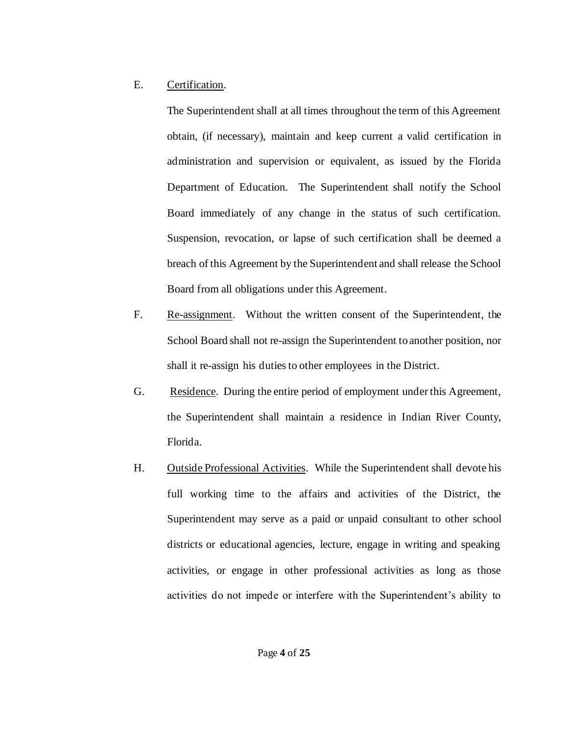E. Certification.

The Superintendent shall at all times throughout the term of this Agreement obtain, (if necessary), maintain and keep current a valid certification in administration and supervision or equivalent, as issued by the Florida Department of Education. The Superintendent shall notify the School Board immediately of any change in the status of such certification. Suspension, revocation, or lapse of such certification shall be deemed a breach of this Agreement by the Superintendent and shall release the School Board from all obligations under this Agreement.

F. Re-assignment. Without the written consent of the Superintendent, the School Board shall not re-assign the Superintendent to another position, nor shall it re-assign his duties to other employees in the District.

G. Residence. During the entire period of employment under this Agreement, the Superintendent shall maintain a residence in Indian River County, Florida.

H. Outside Professional Activities. While the Superintendent shall devote his full working time to the affairs and activities of the District, the Superintendent may serve as a paid or unpaid consultant to other school districts or educational agencies, lecture, engage in writing and speaking activities, or engage in other professional activities as long as those activities do not impede or interfere with the Superintendent's ability to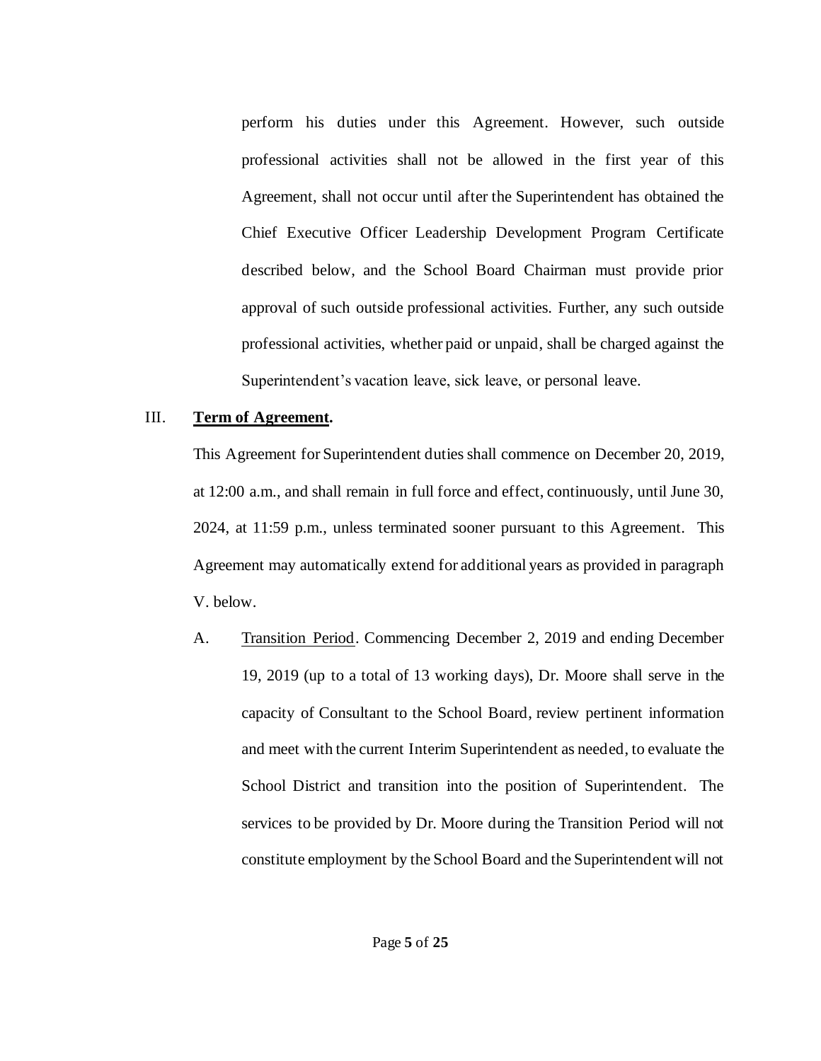perform his duties under this Agreement. However, such outside professional activities shall not be allowed in the first year of this Agreement, shall not occur until after the Superintendent has obtained the Chief Executive Officer Leadership Development Program Certificate described below, and the School Board Chairman must provide prior approval of such outside professional activities. Further, any such outside professional activities, whether paid or unpaid, shall be charged against the Superintendent's vacation leave, sick leave, or personal leave.

III. **Term of Agreement.**

This Agreement for Superintendent duties shall commence on December 20, 2019, at 12:00 a.m., and shall remain in full force and effect, continuously, until June 30, 2024, at 11:59 p.m., unless terminated sooner pursuant to this Agreement. This Agreement may automatically extend for additional years as provided in paragraph V. below.

A. Transition Period. Commencing December 2, 2019 and ending December 19, 2019 (up to a total of 13 working days), Dr. Moore shall serve in the capacity of Consultant to the School Board, review pertinent information and meet with the current Interim Superintendent as needed, to evaluate the School District and transition into the position of Superintendent. The services to be provided by Dr. Moore during the Transition Period will not constitute employment by the School Board and the Superintendent will not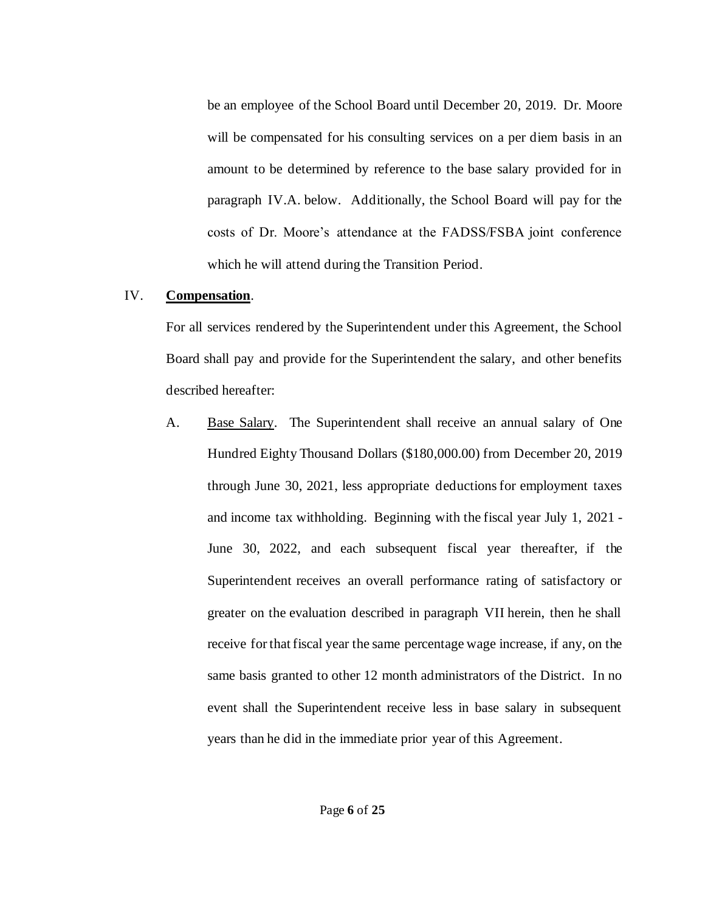be an employee of the School Board until December 20, 2019. Dr. Moore will be compensated for his consulting services on a per diem basis in an amount to be determined by reference to the base salary provided for in paragraph IV.A. below. Additionally, the School Board will pay for the costs of Dr. Moore's attendance at the FADSS/FSBA joint conference which he will attend during the Transition Period.

IV. **Compensation**.

For all services rendered by the Superintendent under this Agreement, the School Board shall pay and provide for the Superintendent the salary, and other benefits described hereafter:

A. Base Salary. The Superintendent shall receive an annual salary of One Hundred Eighty Thousand Dollars ($180,000.00) from December 20, 2019 through June 30, 2021, less appropriate deductions for employment taxes and income tax withholding. Beginning with the fiscal year July 1, 2021 - June 30, 2022, and each subsequent fiscal year thereafter, if the Superintendent receives an overall performance rating of satisfactory or greater on the evaluation described in paragraph VII herein, then he shall receive for that fiscal year the same percentage wage increase, if any, on the same basis granted to other 12 month administrators of the District. In no event shall the Superintendent receive less in base salary in subsequent years than he did in the immediate prior year of this Agreement.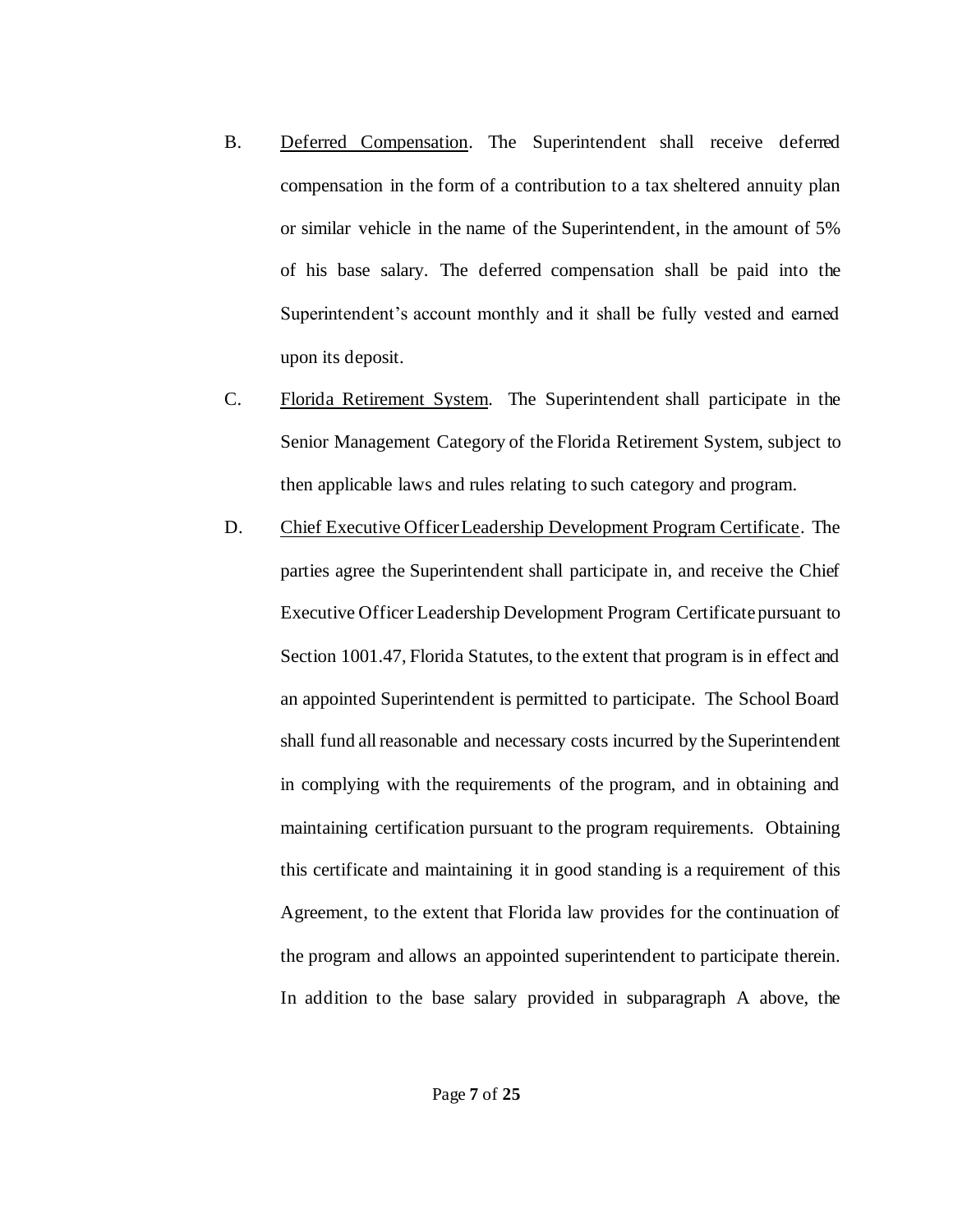B. Deferred Compensation. The Superintendent shall receive deferred compensation in the form of a contribution to a tax sheltered annuity plan or similar vehicle in the name of the Superintendent, in the amount of 5% of his base salary. The deferred compensation shall be paid into the Superintendent's account monthly and it shall be fully vested and earned upon its deposit.

C. Florida Retirement System. The Superintendent shall participate in the Senior Management Category of the Florida Retirement System, subject to then applicable laws and rules relating to such category and program.

D. Chief Executive Officer Leadership Development Program Certificate. The parties agree the Superintendent shall participate in, and receive the Chief Executive Officer Leadership Development Program Certificate pursuant to Section 1001.47, Florida Statutes, to the extent that program is in effect and an appointed Superintendent is permitted to participate. The School Board shall fund all reasonable and necessary costs incurred by the Superintendent in complying with the requirements of the program, and in obtaining and maintaining certification pursuant to the program requirements. Obtaining this certificate and maintaining it in good standing is a requirement of this Agreement, to the extent that Florida law provides for the continuation of the program and allows an appointed superintendent to participate therein. In addition to the base salary provided in subparagraph A above, the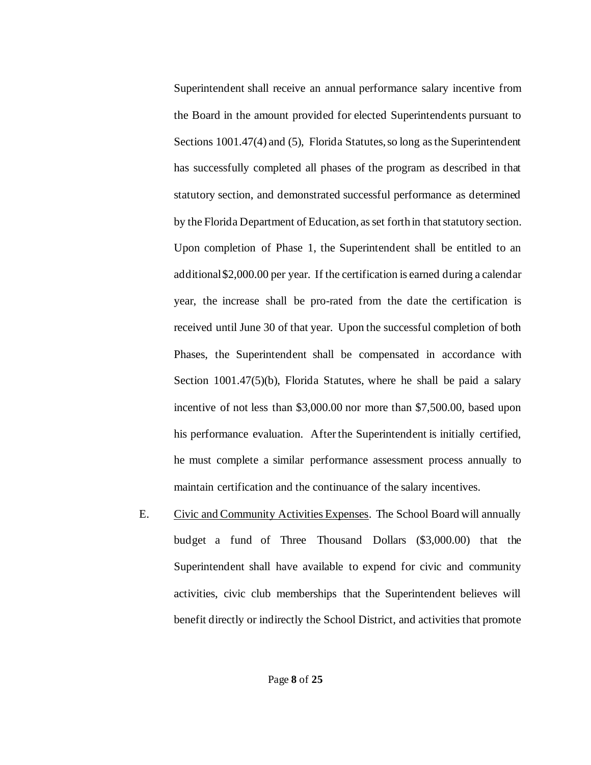Superintendent shall receive an annual performance salary incentive from the Board in the amount provided for elected Superintendents pursuant to Sections 1001.47(4) and (5), Florida Statutes, so long as the Superintendent has successfully completed all phases of the program as described in that statutory section, and demonstrated successful performance as determined by the Florida Department of Education, as set forth in that statutory section. Upon completion of Phase 1, the Superintendent shall be entitled to an additional $2,000.00 per year. If the certification is earned during a calendar year, the increase shall be pro-rated from the date the certification is received until June 30 of that year. Upon the successful completion of both Phases, the Superintendent shall be compensated in accordance with Section 1001.47(5)(b), Florida Statutes, where he shall be paid a salary incentive of not less than $3,000.00 nor more than $7,500.00, based upon his performance evaluation. After the Superintendent is initially certified, he must complete a similar performance assessment process annually to maintain certification and the continuance of the salary incentives.

E. Civic and Community Activities Expenses. The School Board will annually budget a fund of Three Thousand Dollars ($3,000.00) that the Superintendent shall have available to expend for civic and community activities, civic club memberships that the Superintendent believes will benefit directly or indirectly the School District, and activities that promote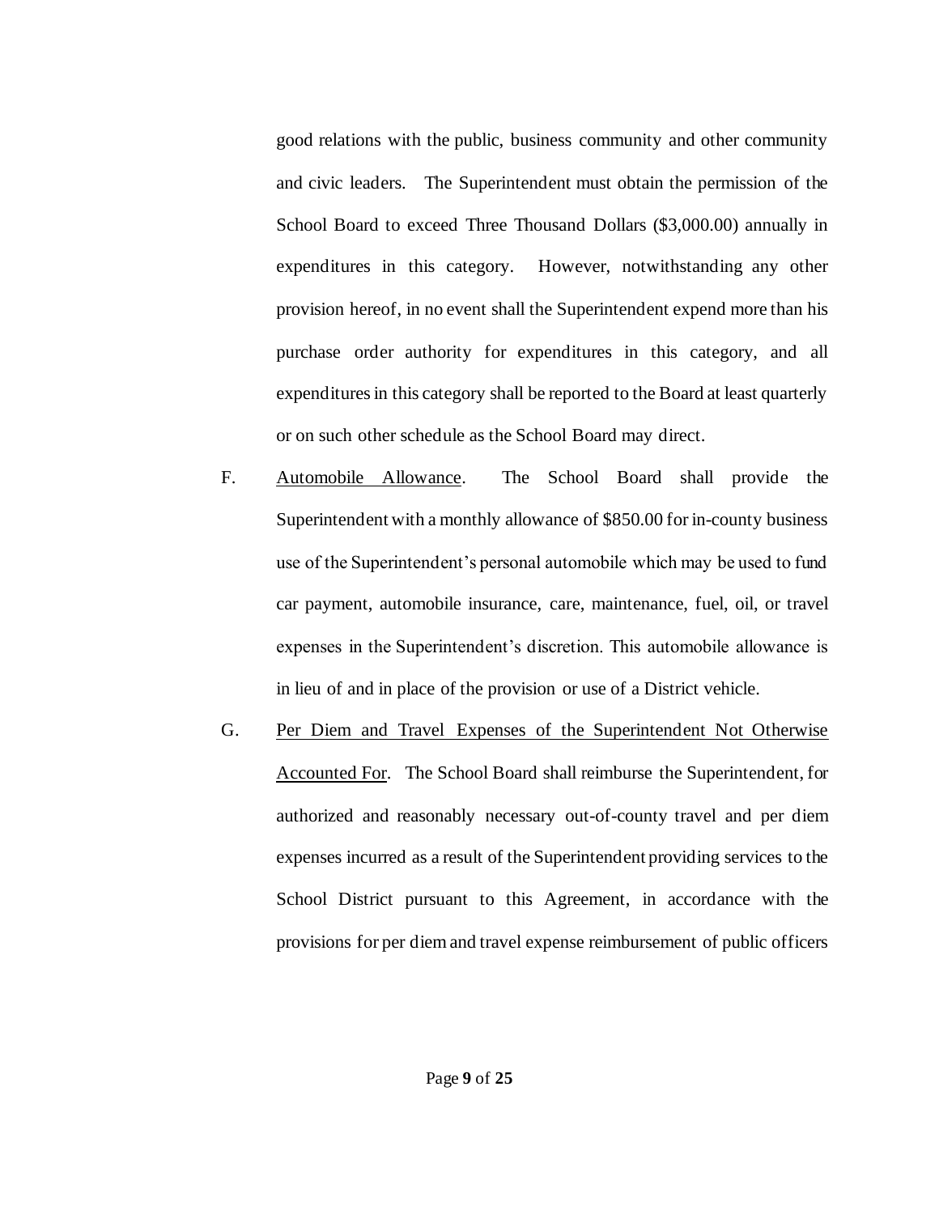good relations with the public, business community and other community and civic leaders. The Superintendent must obtain the permission of the School Board to exceed Three Thousand Dollars ($3,000.00) annually in expenditures in this category. However, notwithstanding any other provision hereof, in no event shall the Superintendent expend more than his purchase order authority for expenditures in this category, and all expenditures in this category shall be reported to the Board at least quarterly or on such other schedule as the School Board may direct.

F. <u>Automobile Allowance</u>. The School Board shall provide the Superintendent with a monthly allowance of $850.00 for in-county business use of the Superintendent's personal automobile which may be used to fund car payment, automobile insurance, care, maintenance, fuel, oil, or travel expenses in the Superintendent's discretion. This automobile allowance is in lieu of and in place of the provision or use of a District vehicle.

G. <u>Per Diem and Travel Expenses of the Superintendent Not Otherwise Accounted For</u>. The School Board shall reimburse the Superintendent, for authorized and reasonably necessary out-of-county travel and per diem expenses incurred as a result of the Superintendent providing services to the School District pursuant to this Agreement, in accordance with the provisions for per diem and travel expense reimbursement of public officers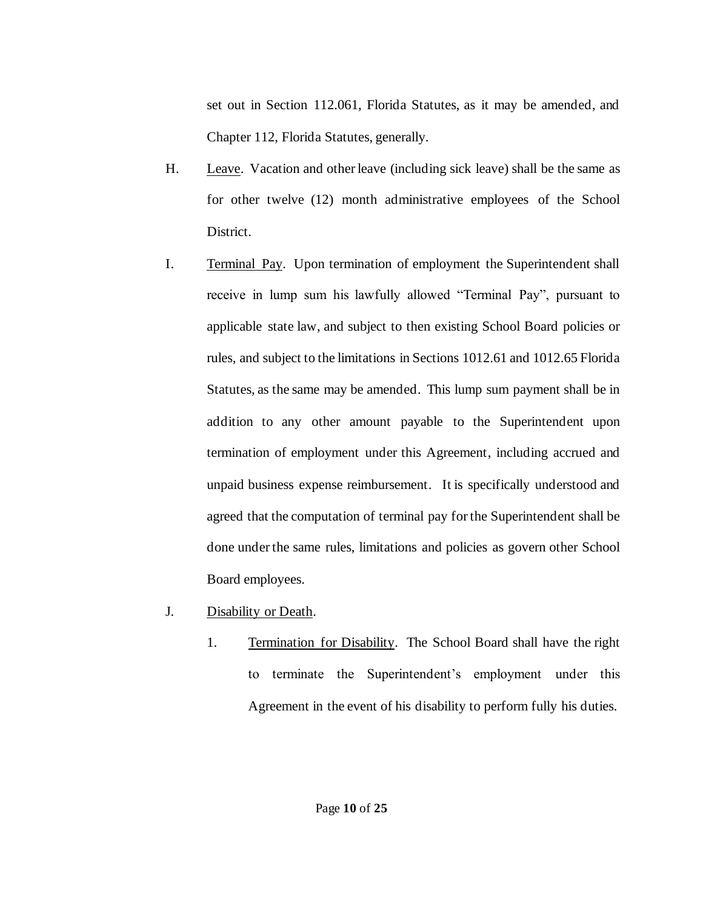set out in Section 112.061, Florida Statutes, as it may be amended, and Chapter 112, Florida Statutes, generally.

H. Leave. Vacation and other leave (including sick leave) shall be the same as for other twelve (12) month administrative employees of the School District.

I. Terminal Pay. Upon termination of employment the Superintendent shall receive in lump sum his lawfully allowed "Terminal Pay", pursuant to applicable state law, and subject to then existing School Board policies or rules, and subject to the limitations in Sections 1012.61 and 1012.65 Florida Statutes, as the same may be amended. This lump sum payment shall be in addition to any other amount payable to the Superintendent upon termination of employment under this Agreement, including accrued and unpaid business expense reimbursement. It is specifically understood and agreed that the computation of terminal pay for the Superintendent shall be done under the same rules, limitations and policies as govern other School Board employees.

J. Disability or Death.

1. Termination for Disability. The School Board shall have the right to terminate the Superintendent's employment under this Agreement in the event of his disability to perform fully his duties.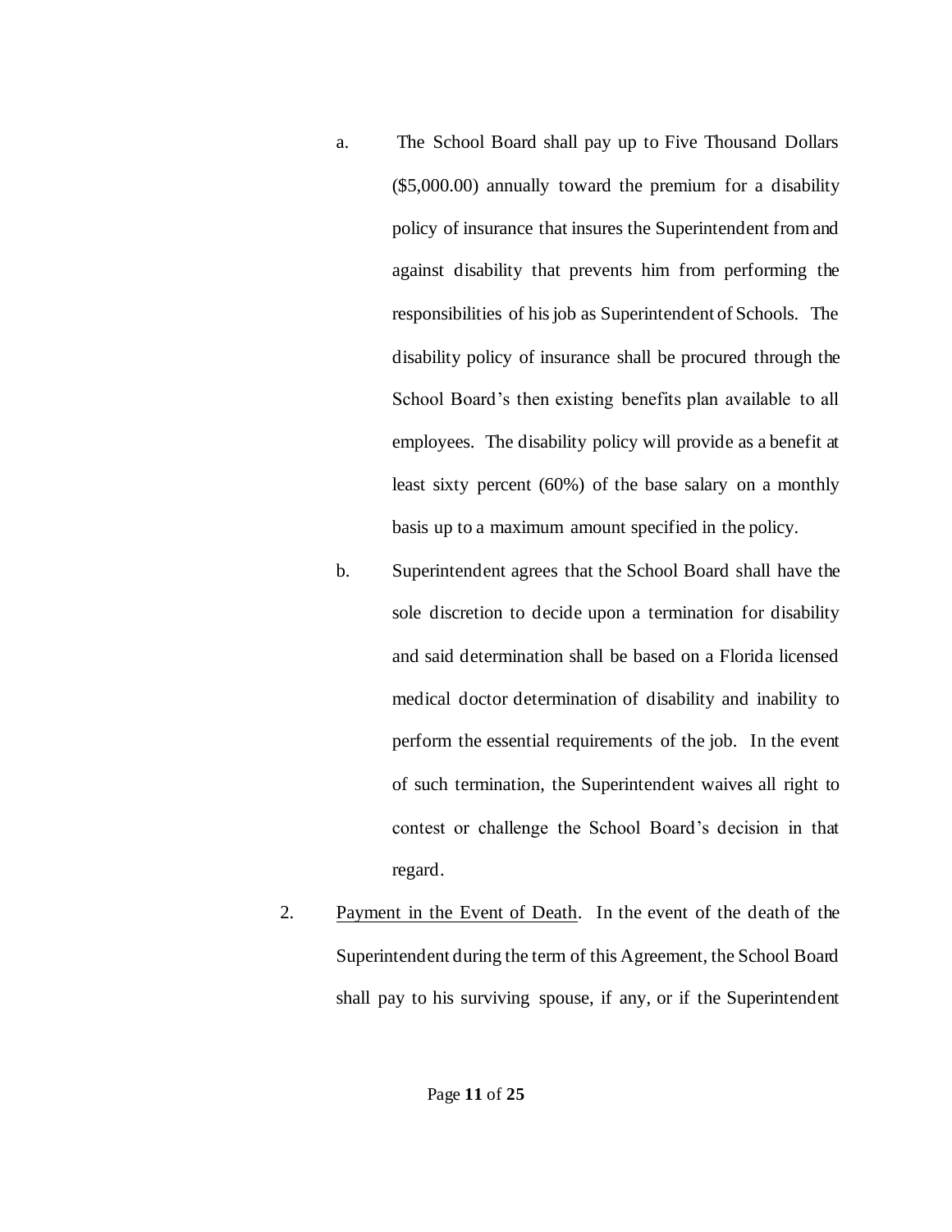a. The School Board shall pay up to Five Thousand Dollars ($5,000.00) annually toward the premium for a disability policy of insurance that insures the Superintendent from and against disability that prevents him from performing the responsibilities of his job as Superintendent of Schools. The disability policy of insurance shall be procured through the School Board's then existing benefits plan available to all employees. The disability policy will provide as a benefit at least sixty percent (60%) of the base salary on a monthly basis up to a maximum amount specified in the policy.

b. Superintendent agrees that the School Board shall have the sole discretion to decide upon a termination for disability and said determination shall be based on a Florida licensed medical doctor determination of disability and inability to perform the essential requirements of the job. In the event of such termination, the Superintendent waives all right to contest or challenge the School Board's decision in that regard.

2. <u>Payment in the Event of Death</u>. In the event of the death of the Superintendent during the term of this Agreement, the School Board shall pay to his surviving spouse, if any, or if the Superintendent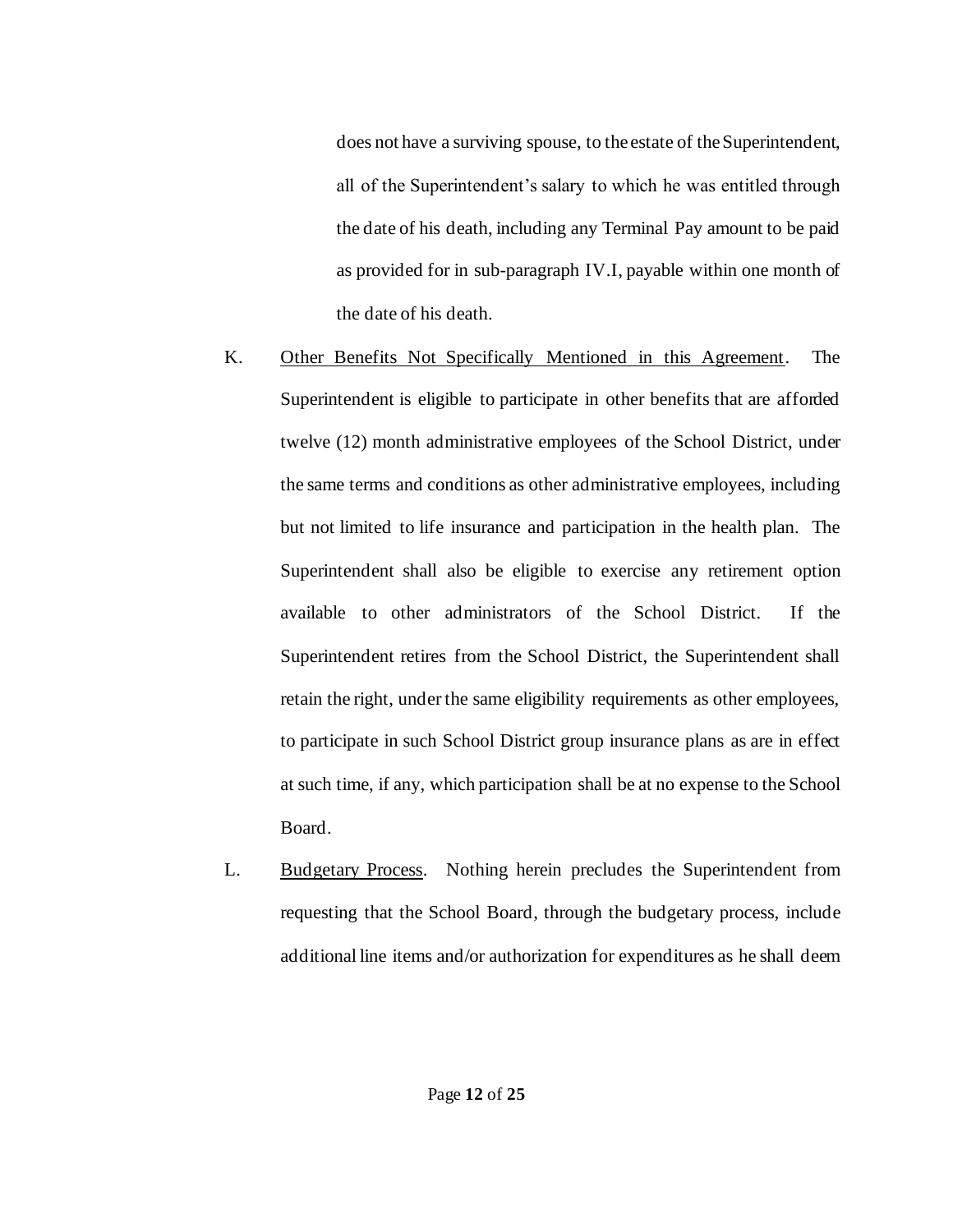does not have a surviving spouse, to the estate of the Superintendent, all of the Superintendent's salary to which he was entitled through the date of his death, including any Terminal Pay amount to be paid as provided for in sub-paragraph IV.I, payable within one month of the date of his death.

K. Other Benefits Not Specifically Mentioned in this Agreement. The Superintendent is eligible to participate in other benefits that are afforded twelve (12) month administrative employees of the School District, under the same terms and conditions as other administrative employees, including but not limited to life insurance and participation in the health plan. The Superintendent shall also be eligible to exercise any retirement option available to other administrators of the School District. If the Superintendent retires from the School District, the Superintendent shall retain the right, under the same eligibility requirements as other employees, to participate in such School District group insurance plans as are in effect at such time, if any, which participation shall be at no expense to the School Board.

L. Budgetary Process. Nothing herein precludes the Superintendent from requesting that the School Board, through the budgetary process, include additional line items and/or authorization for expenditures as he shall deem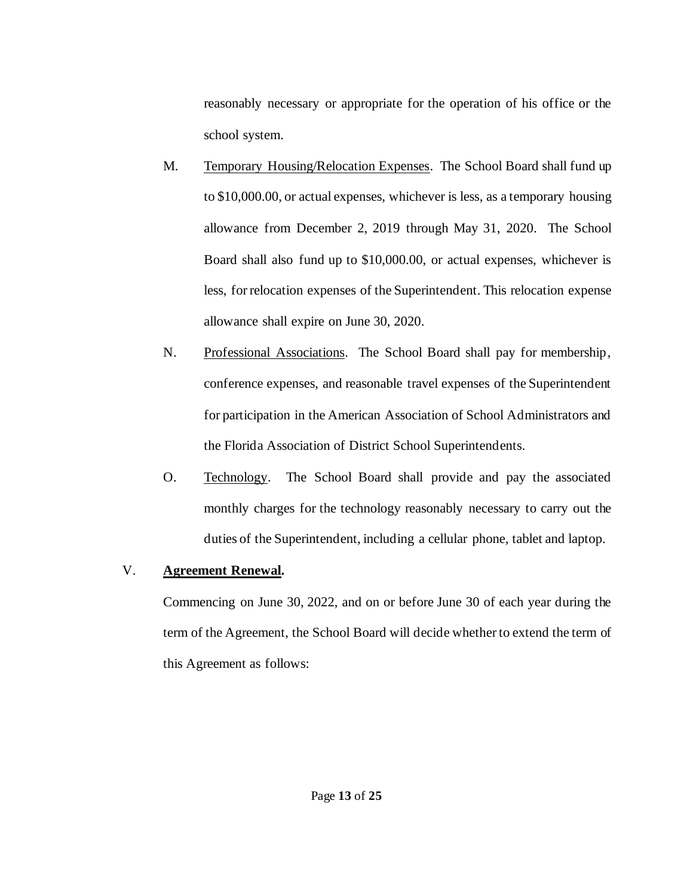reasonably necessary or appropriate for the operation of his office or the school system.

M. Temporary Housing/Relocation Expenses. The School Board shall fund up to $10,000.00, or actual expenses, whichever is less, as a temporary housing allowance from December 2, 2019 through May 31, 2020. The School Board shall also fund up to $10,000.00, or actual expenses, whichever is less, for relocation expenses of the Superintendent. This relocation expense allowance shall expire on June 30, 2020.

N. Professional Associations. The School Board shall pay for membership, conference expenses, and reasonable travel expenses of the Superintendent for participation in the American Association of School Administrators and the Florida Association of District School Superintendents.

O. Technology. The School Board shall provide and pay the associated monthly charges for the technology reasonably necessary to carry out the duties of the Superintendent, including a cellular phone, tablet and laptop.

V. **Agreement Renewal.**

Commencing on June 30, 2022, and on or before June 30 of each year during the term of the Agreement, the School Board will decide whether to extend the term of this Agreement as follows: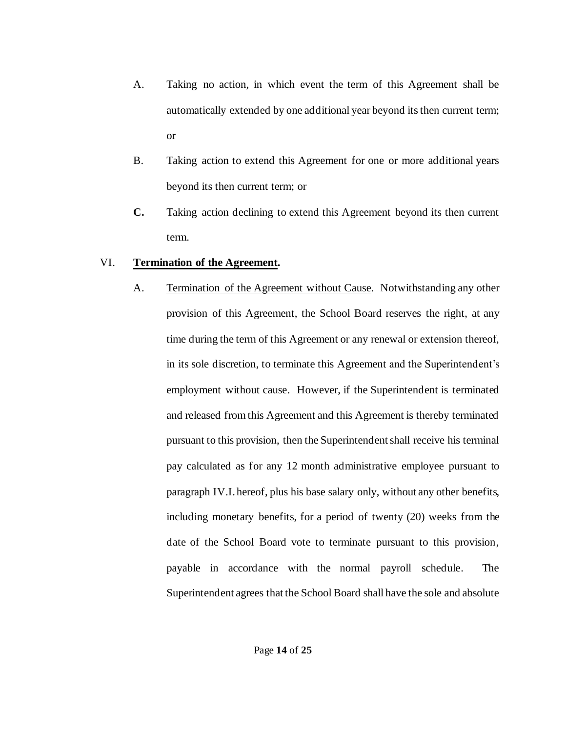A. Taking no action, in which event the term of this Agreement shall be automatically extended by one additional year beyond its then current term; or

B. Taking action to extend this Agreement for one or more additional years beyond its then current term; or

**C.** Taking action declining to extend this Agreement beyond its then current term.

VI. **Termination of the Agreement.**

A. Termination of the Agreement without Cause. Notwithstanding any other provision of this Agreement, the School Board reserves the right, at any time during the term of this Agreement or any renewal or extension thereof, in its sole discretion, to terminate this Agreement and the Superintendent's employment without cause. However, if the Superintendent is terminated and released from this Agreement and this Agreement is thereby terminated pursuant to this provision, then the Superintendent shall receive his terminal pay calculated as for any 12 month administrative employee pursuant to paragraph IV.I. hereof, plus his base salary only, without any other benefits, including monetary benefits, for a period of twenty (20) weeks from the date of the School Board vote to terminate pursuant to this provision, payable in accordance with the normal payroll schedule. The Superintendent agrees that the School Board shall have the sole and absolute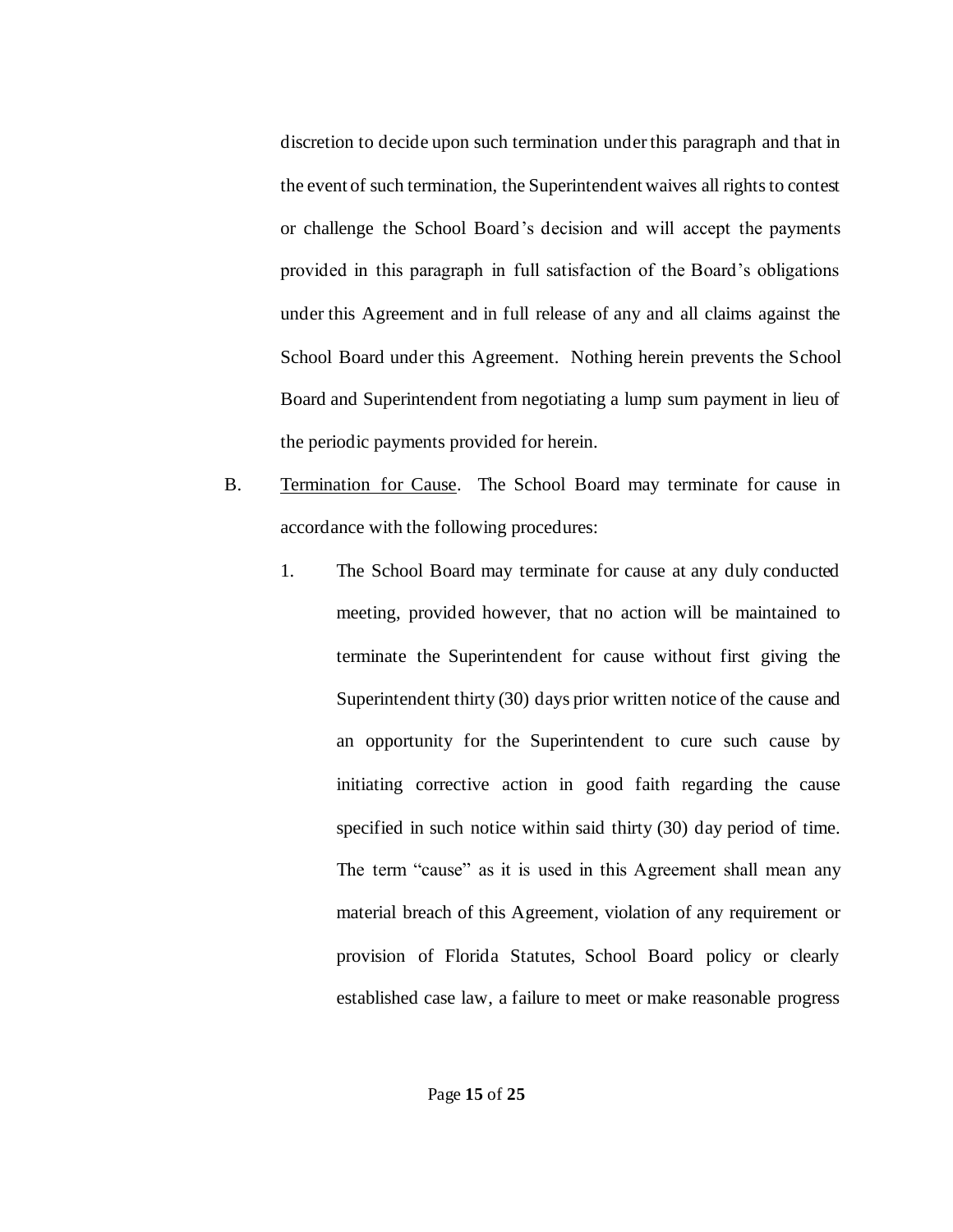discretion to decide upon such termination under this paragraph and that in the event of such termination, the Superintendent waives all rights to contest or challenge the School Board's decision and will accept the payments provided in this paragraph in full satisfaction of the Board's obligations under this Agreement and in full release of any and all claims against the School Board under this Agreement. Nothing herein prevents the School Board and Superintendent from negotiating a lump sum payment in lieu of the periodic payments provided for herein.

B. Termination for Cause. The School Board may terminate for cause in accordance with the following procedures:

1. The School Board may terminate for cause at any duly conducted meeting, provided however, that no action will be maintained to terminate the Superintendent for cause without first giving the Superintendent thirty (30) days prior written notice of the cause and an opportunity for the Superintendent to cure such cause by initiating corrective action in good faith regarding the cause specified in such notice within said thirty (30) day period of time. The term "cause" as it is used in this Agreement shall mean any material breach of this Agreement, violation of any requirement or provision of Florida Statutes, School Board policy or clearly established case law, a failure to meet or make reasonable progress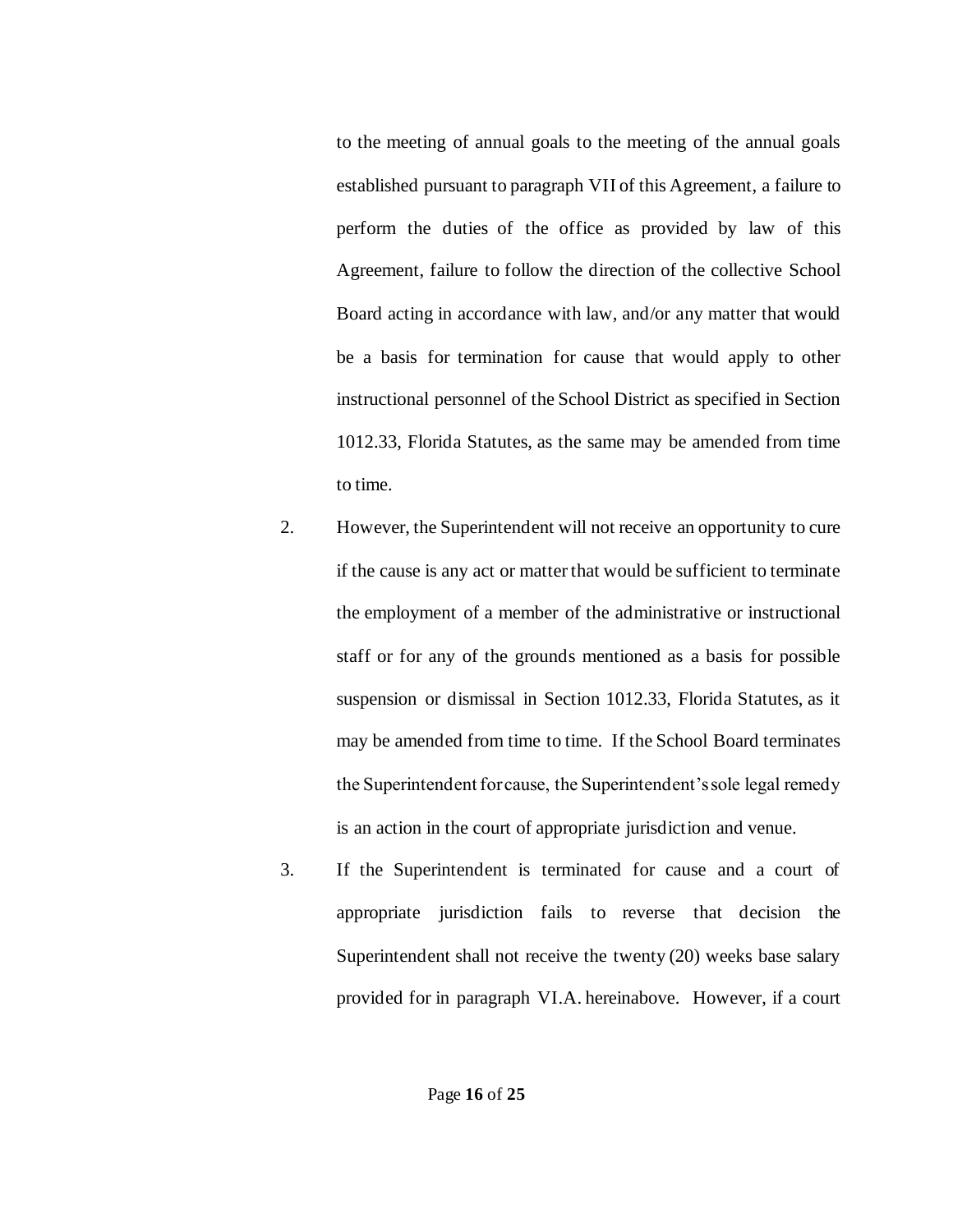to the meeting of annual goals to the meeting of the annual goals established pursuant to paragraph VII of this Agreement, a failure to perform the duties of the office as provided by law of this Agreement, failure to follow the direction of the collective School Board acting in accordance with law, and/or any matter that would be a basis for termination for cause that would apply to other instructional personnel of the School District as specified in Section 1012.33, Florida Statutes, as the same may be amended from time to time.

2. However, the Superintendent will not receive an opportunity to cure if the cause is any act or matter that would be sufficient to terminate the employment of a member of the administrative or instructional staff or for any of the grounds mentioned as a basis for possible suspension or dismissal in Section 1012.33, Florida Statutes, as it may be amended from time to time. If the School Board terminates the Superintendent for cause, the Superintendent's sole legal remedy is an action in the court of appropriate jurisdiction and venue.

3. If the Superintendent is terminated for cause and a court of appropriate jurisdiction fails to reverse that decision the Superintendent shall not receive the twenty (20) weeks base salary provided for in paragraph VI.A. hereinabove. However, if a court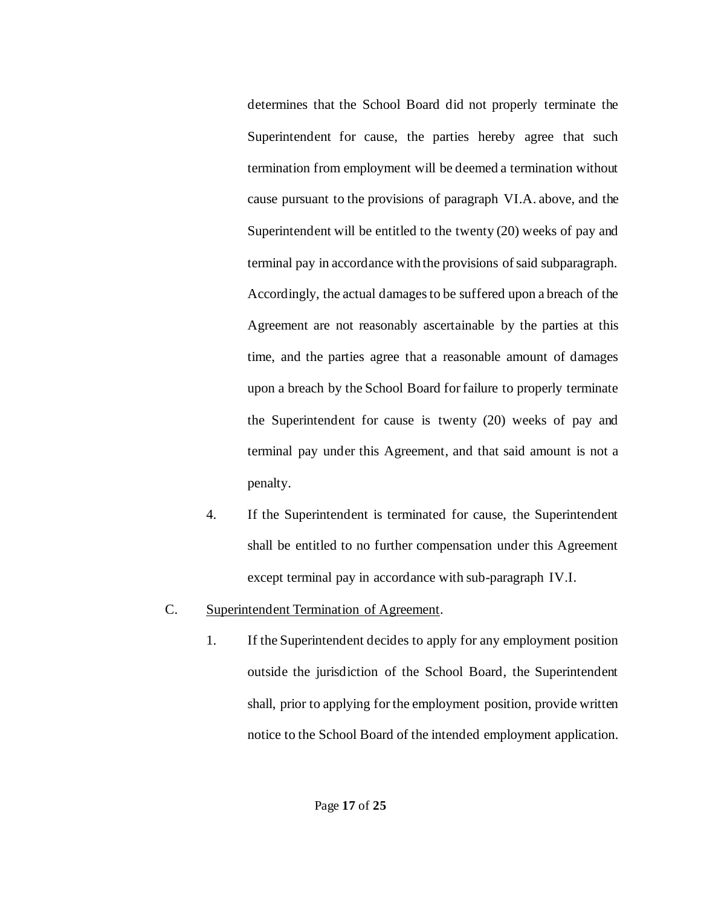determines that the School Board did not properly terminate the Superintendent for cause, the parties hereby agree that such termination from employment will be deemed a termination without cause pursuant to the provisions of paragraph VI.A. above, and the Superintendent will be entitled to the twenty (20) weeks of pay and terminal pay in accordance with the provisions of said subparagraph. Accordingly, the actual damages to be suffered upon a breach of the Agreement are not reasonably ascertainable by the parties at this time, and the parties agree that a reasonable amount of damages upon a breach by the School Board for failure to properly terminate the Superintendent for cause is twenty (20) weeks of pay and terminal pay under this Agreement, and that said amount is not a penalty.

4. If the Superintendent is terminated for cause, the Superintendent shall be entitled to no further compensation under this Agreement except terminal pay in accordance with sub-paragraph IV.I.

C. Superintendent Termination of Agreement.

1. If the Superintendent decides to apply for any employment position outside the jurisdiction of the School Board, the Superintendent shall, prior to applying for the employment position, provide written notice to the School Board of the intended employment application.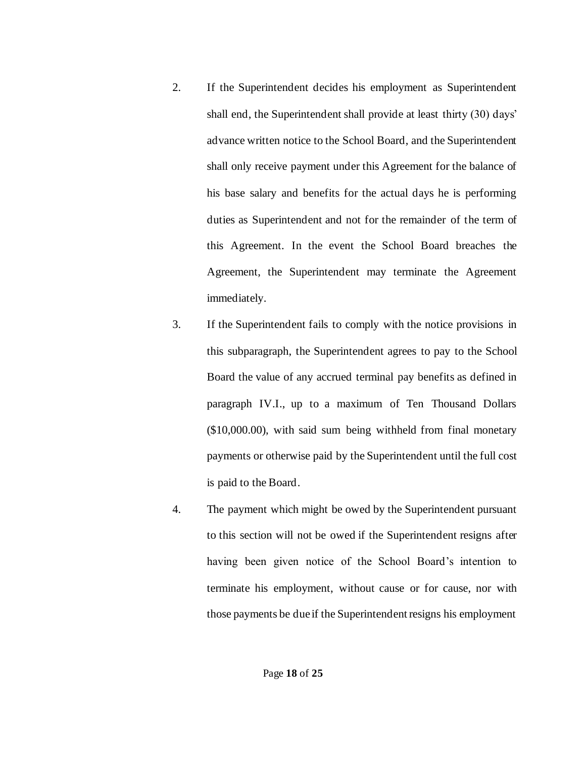2. If the Superintendent decides his employment as Superintendent shall end, the Superintendent shall provide at least thirty (30) days' advance written notice to the School Board, and the Superintendent shall only receive payment under this Agreement for the balance of his base salary and benefits for the actual days he is performing duties as Superintendent and not for the remainder of the term of this Agreement. In the event the School Board breaches the Agreement, the Superintendent may terminate the Agreement immediately.

3. If the Superintendent fails to comply with the notice provisions in this subparagraph, the Superintendent agrees to pay to the School Board the value of any accrued terminal pay benefits as defined in paragraph IV.I., up to a maximum of Ten Thousand Dollars ($10,000.00), with said sum being withheld from final monetary payments or otherwise paid by the Superintendent until the full cost is paid to the Board.

4. The payment which might be owed by the Superintendent pursuant to this section will not be owed if the Superintendent resigns after having been given notice of the School Board's intention to terminate his employment, without cause or for cause, nor with those payments be due if the Superintendent resigns his employment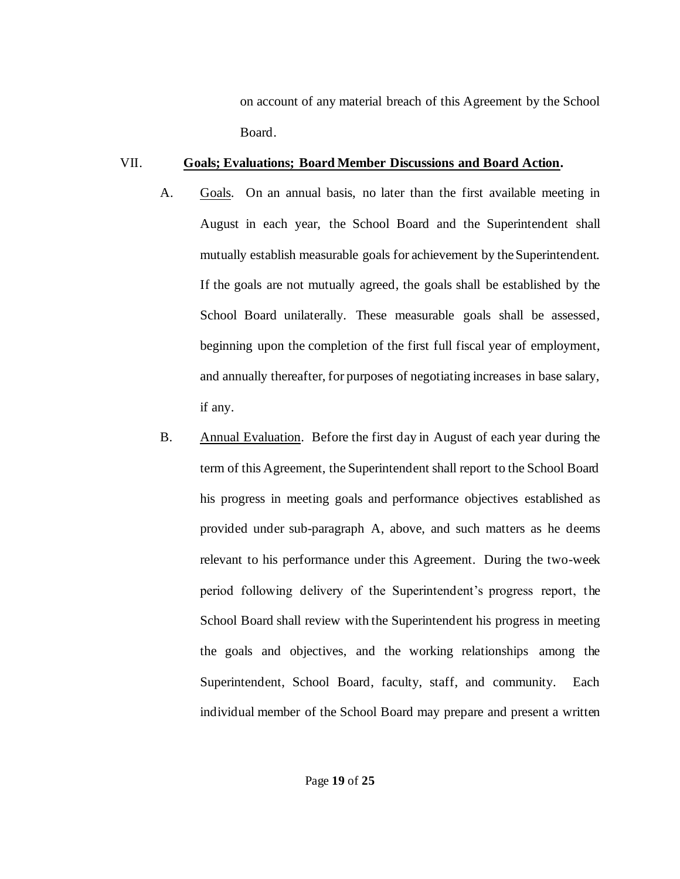on account of any material breach of this Agreement by the School Board.

VII. **<u>Goals; Evaluations; Board Member Discussions and Board Action</u>.**

A. <u>Goals</u>. On an annual basis, no later than the first available meeting in August in each year, the School Board and the Superintendent shall mutually establish measurable goals for achievement by the Superintendent. If the goals are not mutually agreed, the goals shall be established by the School Board unilaterally. These measurable goals shall be assessed, beginning upon the completion of the first full fiscal year of employment, and annually thereafter, for purposes of negotiating increases in base salary, if any.

B. <u>Annual Evaluation</u>. Before the first day in August of each year during the term of this Agreement, the Superintendent shall report to the School Board his progress in meeting goals and performance objectives established as provided under sub-paragraph A, above, and such matters as he deems relevant to his performance under this Agreement. During the two-week period following delivery of the Superintendent's progress report, the School Board shall review with the Superintendent his progress in meeting the goals and objectives, and the working relationships among the Superintendent, School Board, faculty, staff, and community. Each individual member of the School Board may prepare and present a written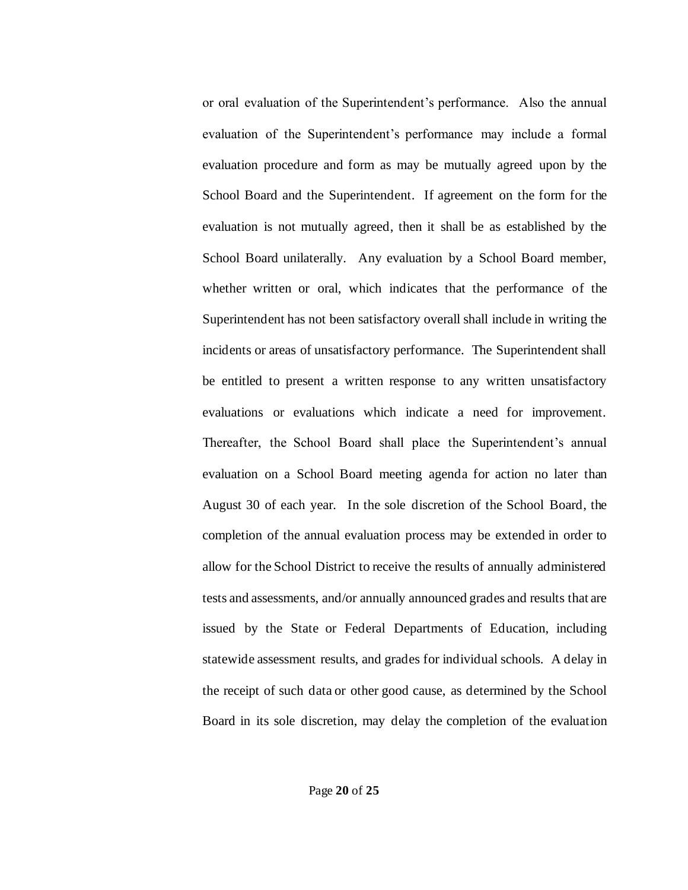or oral evaluation of the Superintendent's performance. Also the annual evaluation of the Superintendent's performance may include a formal evaluation procedure and form as may be mutually agreed upon by the School Board and the Superintendent. If agreement on the form for the evaluation is not mutually agreed, then it shall be as established by the School Board unilaterally. Any evaluation by a School Board member, whether written or oral, which indicates that the performance of the Superintendent has not been satisfactory overall shall include in writing the incidents or areas of unsatisfactory performance. The Superintendent shall be entitled to present a written response to any written unsatisfactory evaluations or evaluations which indicate a need for improvement. Thereafter, the School Board shall place the Superintendent's annual evaluation on a School Board meeting agenda for action no later than August 30 of each year. In the sole discretion of the School Board, the completion of the annual evaluation process may be extended in order to allow for the School District to receive the results of annually administered tests and assessments, and/or annually announced grades and results that are issued by the State or Federal Departments of Education, including statewide assessment results, and grades for individual schools. A delay in the receipt of such data or other good cause, as determined by the School Board in its sole discretion, may delay the completion of the evaluation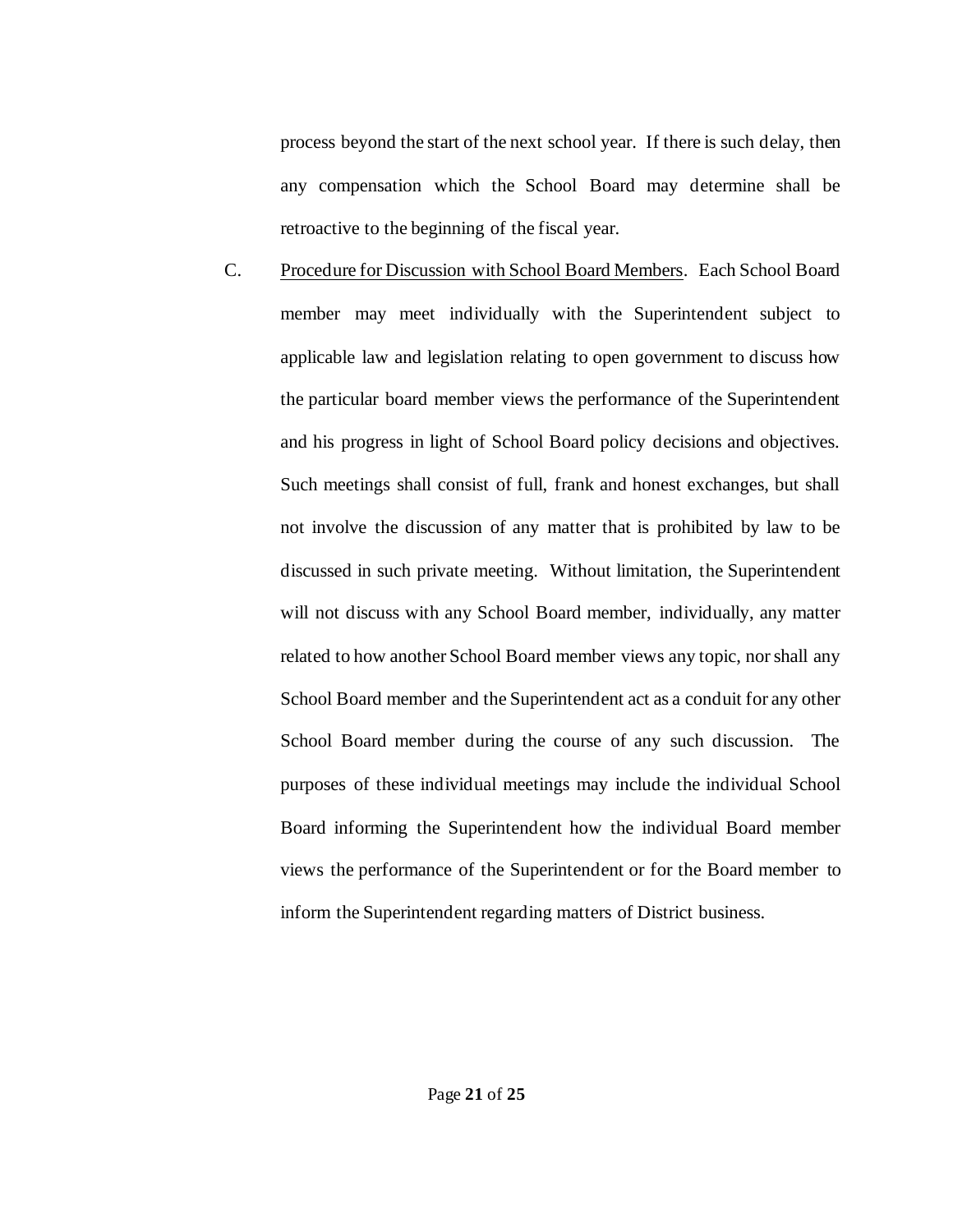process beyond the start of the next school year. If there is such delay, then any compensation which the School Board may determine shall be retroactive to the beginning of the fiscal year.

C. Procedure for Discussion with School Board Members. Each School Board member may meet individually with the Superintendent subject to applicable law and legislation relating to open government to discuss how the particular board member views the performance of the Superintendent and his progress in light of School Board policy decisions and objectives. Such meetings shall consist of full, frank and honest exchanges, but shall not involve the discussion of any matter that is prohibited by law to be discussed in such private meeting. Without limitation, the Superintendent will not discuss with any School Board member, individually, any matter related to how another School Board member views any topic, nor shall any School Board member and the Superintendent act as a conduit for any other School Board member during the course of any such discussion. The purposes of these individual meetings may include the individual School Board informing the Superintendent how the individual Board member views the performance of the Superintendent or for the Board member to inform the Superintendent regarding matters of District business.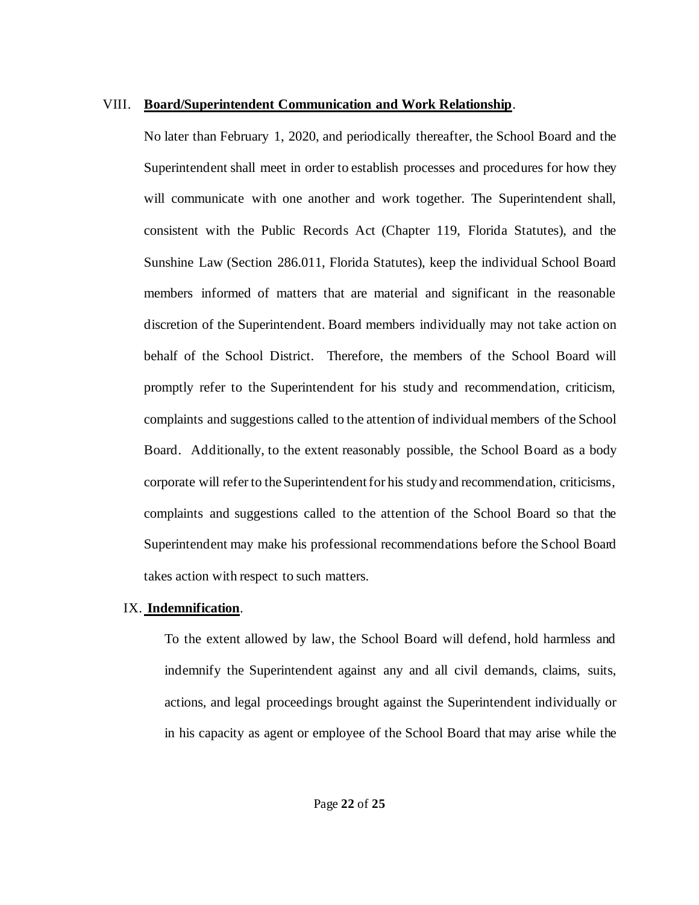VIII. **Board/Superintendent Communication and Work Relationship**.

No later than February 1, 2020, and periodically thereafter, the School Board and the Superintendent shall meet in order to establish processes and procedures for how they will communicate with one another and work together. The Superintendent shall, consistent with the Public Records Act (Chapter 119, Florida Statutes), and the Sunshine Law (Section 286.011, Florida Statutes), keep the individual School Board members informed of matters that are material and significant in the reasonable discretion of the Superintendent. Board members individually may not take action on behalf of the School District. Therefore, the members of the School Board will promptly refer to the Superintendent for his study and recommendation, criticism, complaints and suggestions called to the attention of individual members of the School Board. Additionally, to the extent reasonably possible, the School Board as a body corporate will refer to the Superintendent for his study and recommendation, criticisms, complaints and suggestions called to the attention of the School Board so that the Superintendent may make his professional recommendations before the School Board takes action with respect to such matters.

IX. **Indemnification**.

To the extent allowed by law, the School Board will defend, hold harmless and indemnify the Superintendent against any and all civil demands, claims, suits, actions, and legal proceedings brought against the Superintendent individually or in his capacity as agent or employee of the School Board that may arise while the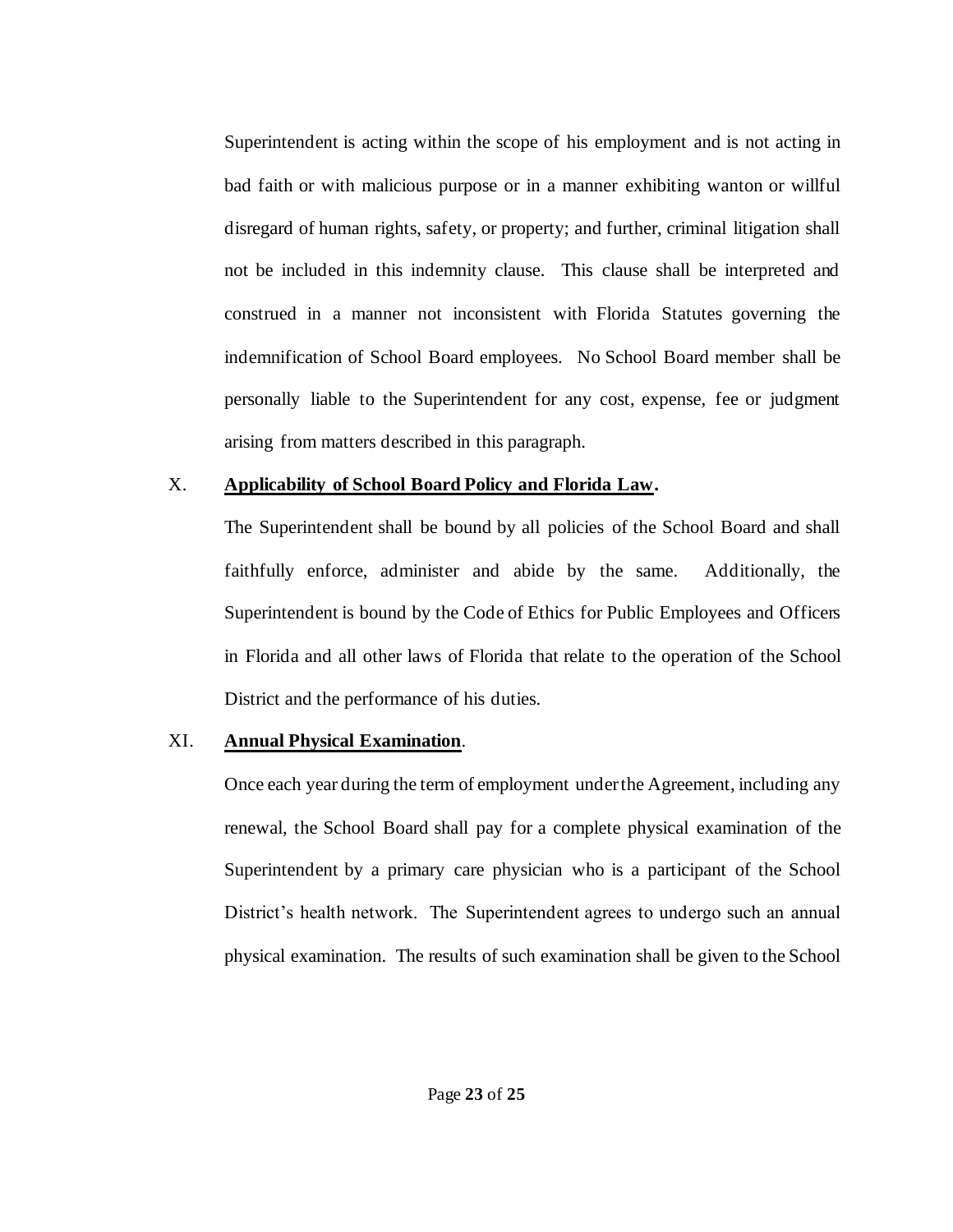Superintendent is acting within the scope of his employment and is not acting in bad faith or with malicious purpose or in a manner exhibiting wanton or willful disregard of human rights, safety, or property; and further, criminal litigation shall not be included in this indemnity clause. This clause shall be interpreted and construed in a manner not inconsistent with Florida Statutes governing the indemnification of School Board employees. No School Board member shall be personally liable to the Superintendent for any cost, expense, fee or judgment arising from matters described in this paragraph.

X. **<u>Applicability of School Board Policy and Florida Law</u>.**

The Superintendent shall be bound by all policies of the School Board and shall faithfully enforce, administer and abide by the same. Additionally, the Superintendent is bound by the Code of Ethics for Public Employees and Officers in Florida and all other laws of Florida that relate to the operation of the School District and the performance of his duties.

XI. **<u>Annual Physical Examination</u>**.

Once each year during the term of employment under the Agreement, including any renewal, the School Board shall pay for a complete physical examination of the Superintendent by a primary care physician who is a participant of the School District's health network. The Superintendent agrees to undergo such an annual physical examination. The results of such examination shall be given to the School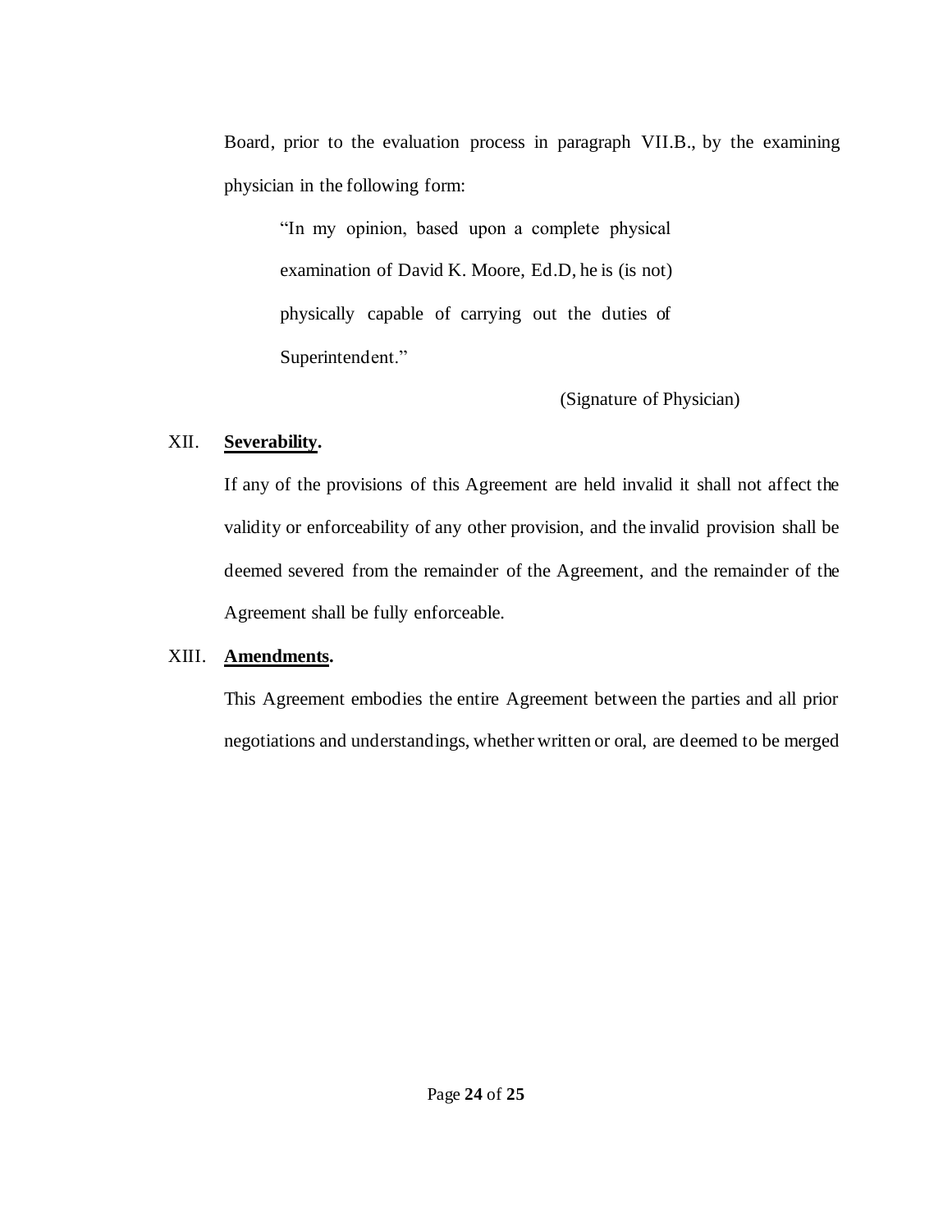Board, prior to the evaluation process in paragraph VII.B., by the examining physician in the following form:

> "In my opinion, based upon a complete physical examination of David K. Moore, Ed.D, he is (is not) physically capable of carrying out the duties of Superintendent."

(Signature of Physician)

XII. **Severability.**

If any of the provisions of this Agreement are held invalid it shall not affect the validity or enforceability of any other provision, and the invalid provision shall be deemed severed from the remainder of the Agreement, and the remainder of the Agreement shall be fully enforceable.

XIII. **Amendments.**

This Agreement embodies the entire Agreement between the parties and all prior negotiations and understandings, whether written or oral, are deemed to be merged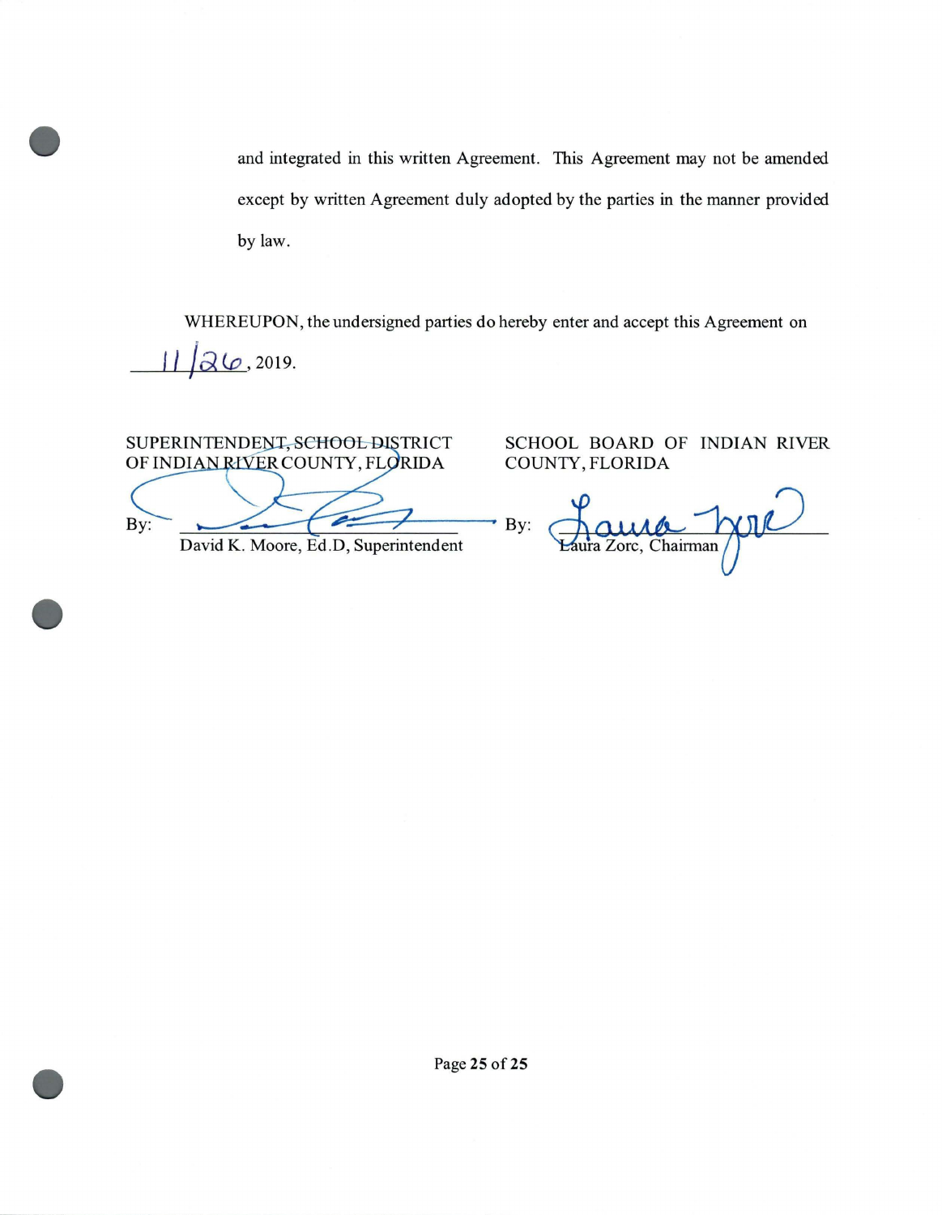and integrated in this written Agreement. This Agreement may not be amended except by written Agreement duly adopted by the parties in the manner provided by law.

WHEREUPON, the undersigned parties do hereby enter and accept this Agreement on 11/26, 2019.

SUPERINTENDENT, SCHOOL DISTRICT OF INDIAN RIVER COUNTY, FLORIDA

By: ______________________
David K. Moore, Ed.D, Superintendent

SCHOOL BOARD OF INDIAN RIVER COUNTY, FLORIDA

By: ______________________
Laura Zorc, Chairman